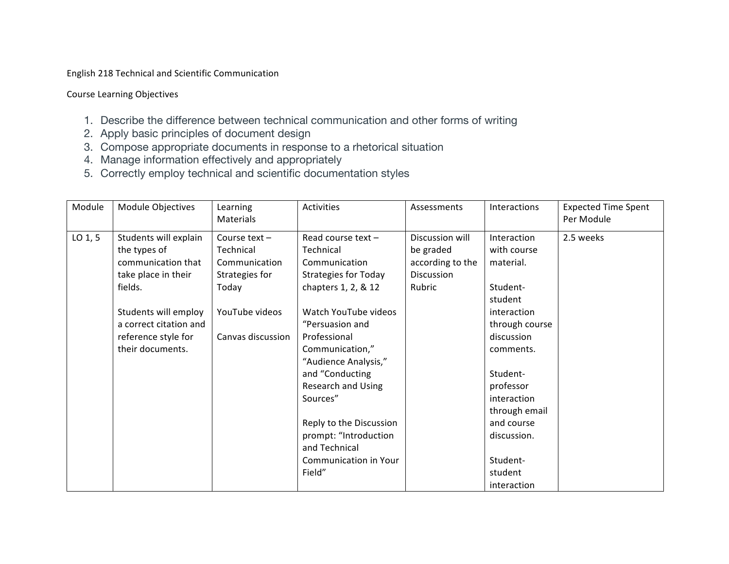English 218 Technical and Scientific Communication

Course Learning Objectives

1. Describe the difference between technical communication and other forms of writing
2. Apply basic principles of document design
3. Compose appropriate documents in response to a rhetorical situation
4. Manage information effectively and appropriately
5. Correctly employ technical and scientific documentation styles

| Module | Module Objectives | Learning Materials | Activities | Assessments | Interactions | Expected Time Spent Per Module |
|---|---|---|---|---|---|---|
| LO 1, 5 | Students will explain the types of communication that take place in their fields.<br><br>Students will employ a correct citation and reference style for their documents. | Course text – Technical Communication Strategies for Today<br><br>YouTube videos<br><br>Canvas discussion | Read course text – Technical Communication Strategies for Today chapters 1, 2, & 12<br><br>Watch YouTube videos "Persuasion and Professional Communication," "Audience Analysis," and "Conducting Research and Using Sources"<br><br>Reply to the Discussion prompt: "Introduction and Technical Communication in Your Field" | Discussion will be graded according to the Discussion Rubric | Interaction with course material.<br><br>Student-student interaction through course discussion comments.<br><br>Student-professor interaction through email and course discussion.<br><br>Student-student interaction | 2.5 weeks |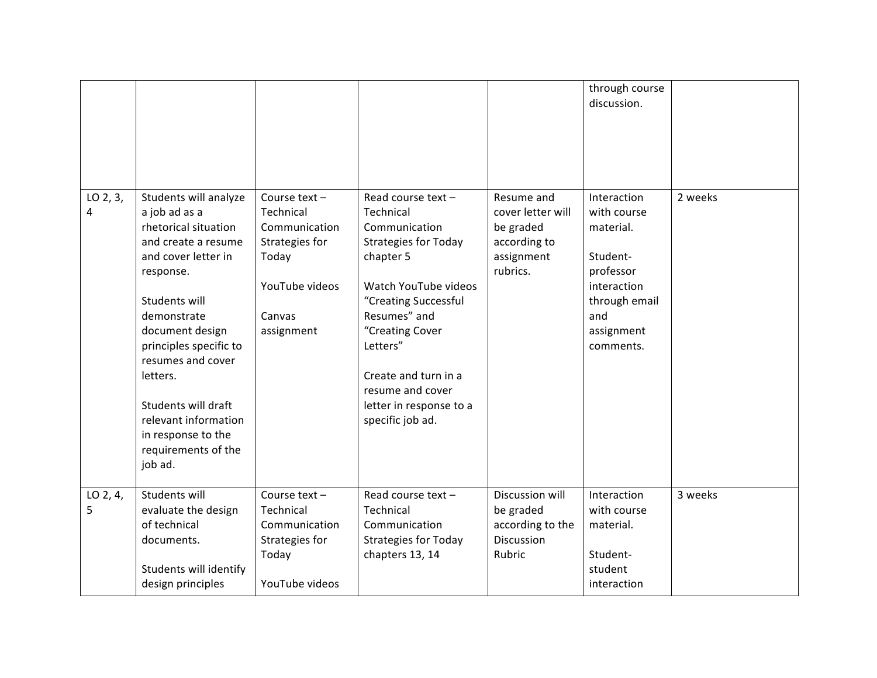| | | | | | | |
|---|---|---|---|---|---|---|
| | | | | | through course discussion. | |
| LO 2, 3, 4 | Students will analyze a job ad as a rhetorical situation and create a resume and cover letter in response.<br><br>Students will demonstrate document design principles specific to resumes and cover letters.<br><br>Students will draft relevant information in response to the requirements of the job ad. | Course text – Technical Communication Strategies for Today<br><br>YouTube videos<br><br>Canvas assignment | Read course text – Technical Communication Strategies for Today chapter 5<br><br>Watch YouTube videos "Creating Successful Resumes" and "Creating Cover Letters"<br><br>Create and turn in a resume and cover letter in response to a specific job ad. | Resume and cover letter will be graded according to assignment rubrics. | Interaction with course material.<br><br>Student-professor interaction through email and assignment comments. | 2 weeks |
| LO 2, 4, 5 | Students will evaluate the design of technical documents.<br><br>Students will identify design principles | Course text – Technical Communication Strategies for Today<br><br>YouTube videos | Read course text – Technical Communication Strategies for Today chapters 13, 14 | Discussion will be graded according to the Discussion Rubric | Interaction with course material.<br><br>Student-student interaction | 3 weeks |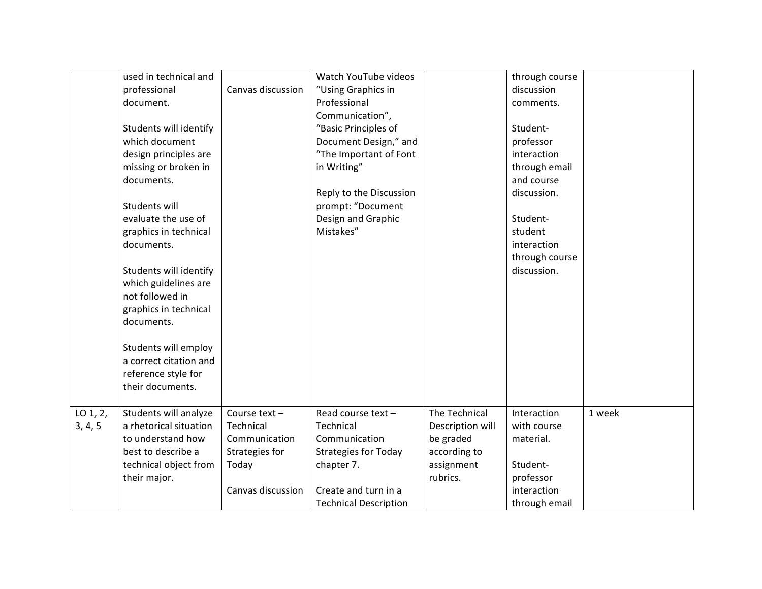| | | | | | | |
|---|---|---|---|---|---|---|
| | used in technical and professional document.<br><br>Students will identify which document design principles are missing or broken in documents.<br><br>Students will evaluate the use of graphics in technical documents.<br><br>Students will identify which guidelines are not followed in graphics in technical documents.<br><br>Students will employ a correct citation and reference style for their documents. | Canvas discussion | Watch YouTube videos "Using Graphics in Professional Communication", "Basic Principles of Document Design," and "The Important of Font in Writing"<br><br>Reply to the Discussion prompt: "Document Design and Graphic Mistakes" | | through course discussion comments.<br><br>Student-professor interaction through email and course discussion.<br><br>Student-student interaction through course discussion. | |
| LO 1, 2, 3, 4, 5 | Students will analyze a rhetorical situation to understand how best to describe a technical object from their major. | Course text – Technical Communication Strategies for Today<br><br>Canvas discussion | Read course text – Technical Communication Strategies for Today chapter 7.<br><br>Create and turn in a Technical Description | The Technical Description will be graded according to assignment rubrics. | Interaction with course material.<br><br>Student-professor interaction through email | 1 week |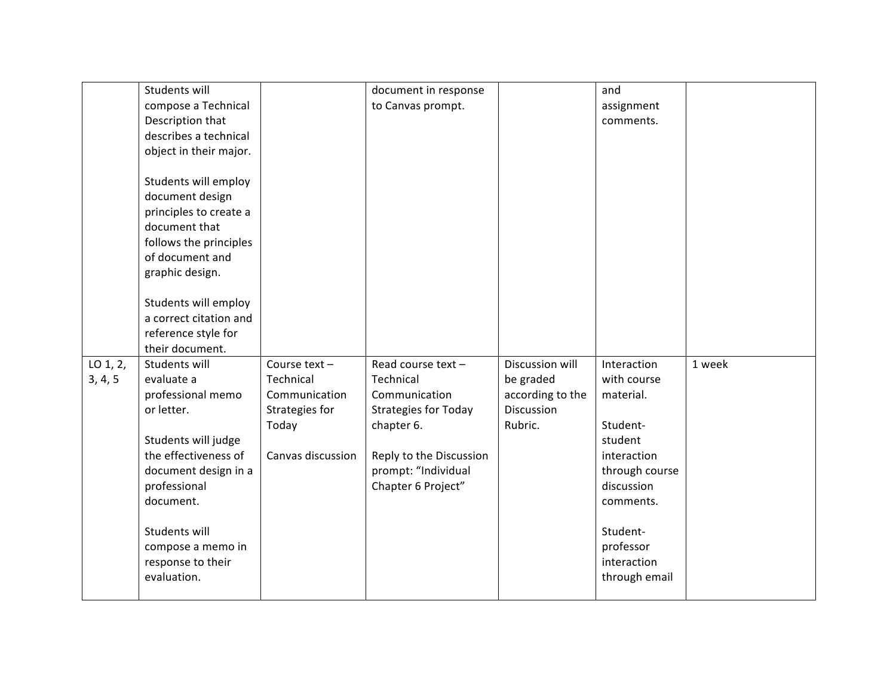| | | | | | | |
|---|---|---|---|---|---|---|
| | Students will compose a Technical Description that describes a technical object in their major.<br><br>Students will employ document design principles to create a document that follows the principles of document and graphic design.<br><br>Students will employ a correct citation and reference style for their document. | | document in response to Canvas prompt. | | and assignment comments. | |
| LO 1, 2, 3, 4, 5 | Students will evaluate a professional memo or letter.<br><br>Students will judge the effectiveness of document design in a professional document.<br><br>Students will compose a memo in response to their evaluation. | Course text – Technical Communication Strategies for Today<br><br>Canvas discussion | Read course text – Technical Communication Strategies for Today chapter 6.<br><br>Reply to the Discussion prompt: "Individual Chapter 6 Project" | Discussion will be graded according to the Discussion Rubric. | Interaction with course material.<br><br>Student-student interaction through course discussion comments.<br><br>Student-professor interaction through email | 1 week |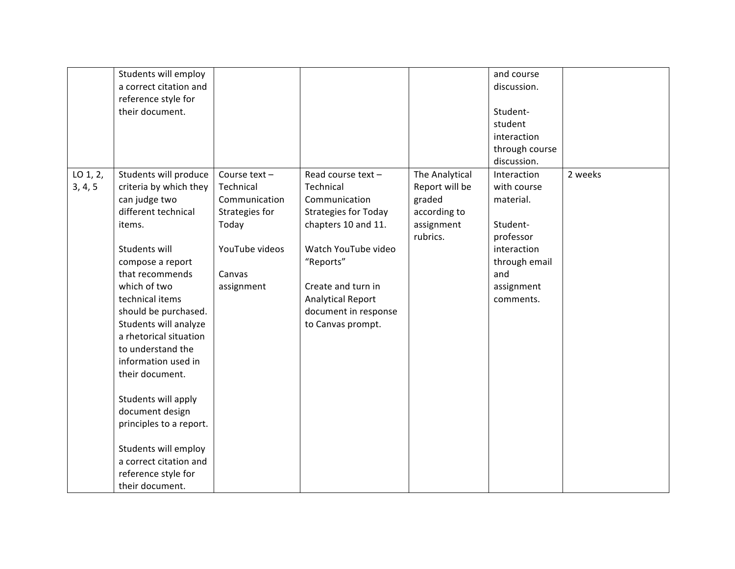| | | | | | | |
|---|---|---|---|---|---|---|
| | Students will employ a correct citation and reference style for their document. | | | | and course discussion.<br><br>Student-student interaction through course discussion. | |
| LO 1, 2, 3, 4, 5 | Students will produce criteria by which they can judge two different technical items.<br><br>Students will compose a report that recommends which of two technical items should be purchased. Students will analyze a rhetorical situation to understand the information used in their document.<br><br>Students will apply document design principles to a report.<br><br>Students will employ a correct citation and reference style for their document. | Course text – Technical Communication Strategies for Today<br><br>YouTube videos<br><br>Canvas assignment | Read course text – Technical Communication Strategies for Today chapters 10 and 11.<br><br>Watch YouTube video "Reports"<br><br>Create and turn in Analytical Report document in response to Canvas prompt. | The Analytical Report will be graded according to assignment rubrics. | Interaction with course material.<br><br>Student-professor interaction through email and assignment comments. | 2 weeks |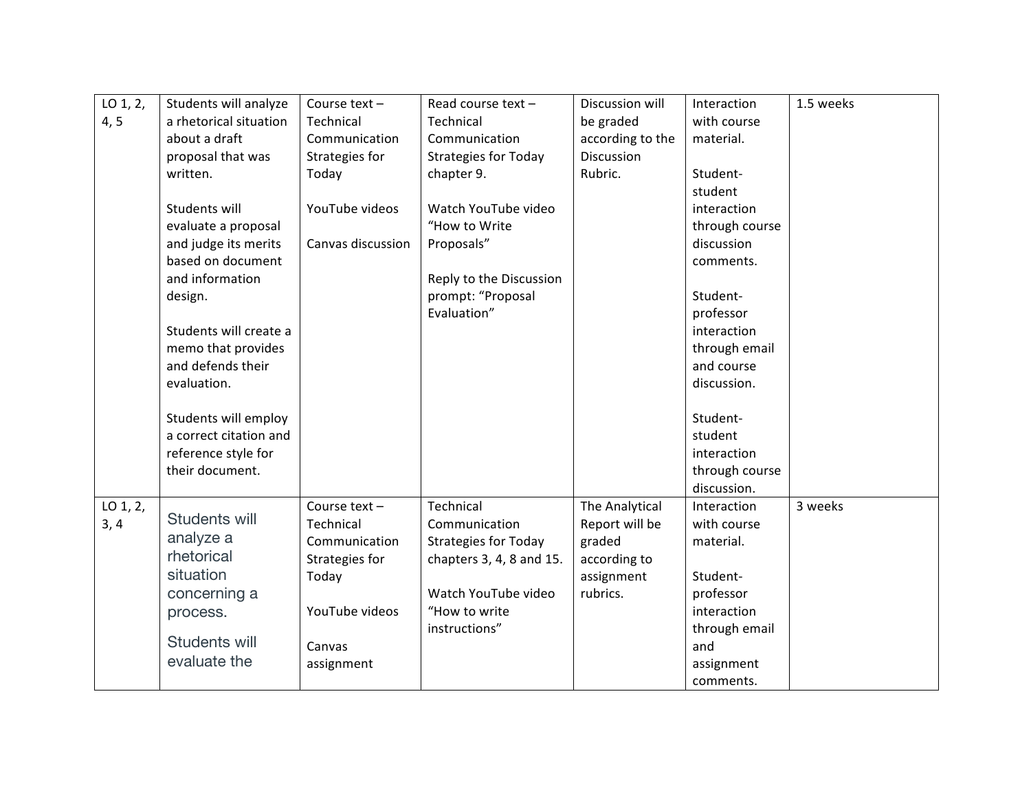| | | | | | | |
|---|---|---|---|---|---|---|
| LO 1, 2, 4, 5 | Students will analyze a rhetorical situation about a draft proposal that was written.<br><br>Students will evaluate a proposal and judge its merits based on document and information design.<br><br>Students will create a memo that provides and defends their evaluation.<br><br>Students will employ a correct citation and reference style for their document. | Course text – Technical Communication Strategies for Today<br><br>YouTube videos<br><br>Canvas discussion | Read course text – Technical Communication Strategies for Today chapter 9.<br><br>Watch YouTube video "How to Write Proposals"<br><br>Reply to the Discussion prompt: "Proposal Evaluation" | Discussion will be graded according to the Discussion Rubric. | Interaction with course material.<br><br>Student-student interaction through course discussion comments.<br><br>Student-professor interaction through email and course discussion.<br><br>Student-student interaction through course discussion. | 1.5 weeks |
| LO 1, 2, 3, 4 | Students will analyze a rhetorical situation concerning a process.<br><br>Students will evaluate the | Course text – Technical Communication Strategies for Today<br><br>YouTube videos<br><br>Canvas assignment | Technical Communication Strategies for Today chapters 3, 4, 8 and 15.<br><br>Watch YouTube video "How to write instructions" | The Analytical Report will be graded according to assignment rubrics. | Interaction with course material.<br><br>Student-professor interaction through email and assignment comments. | 3 weeks |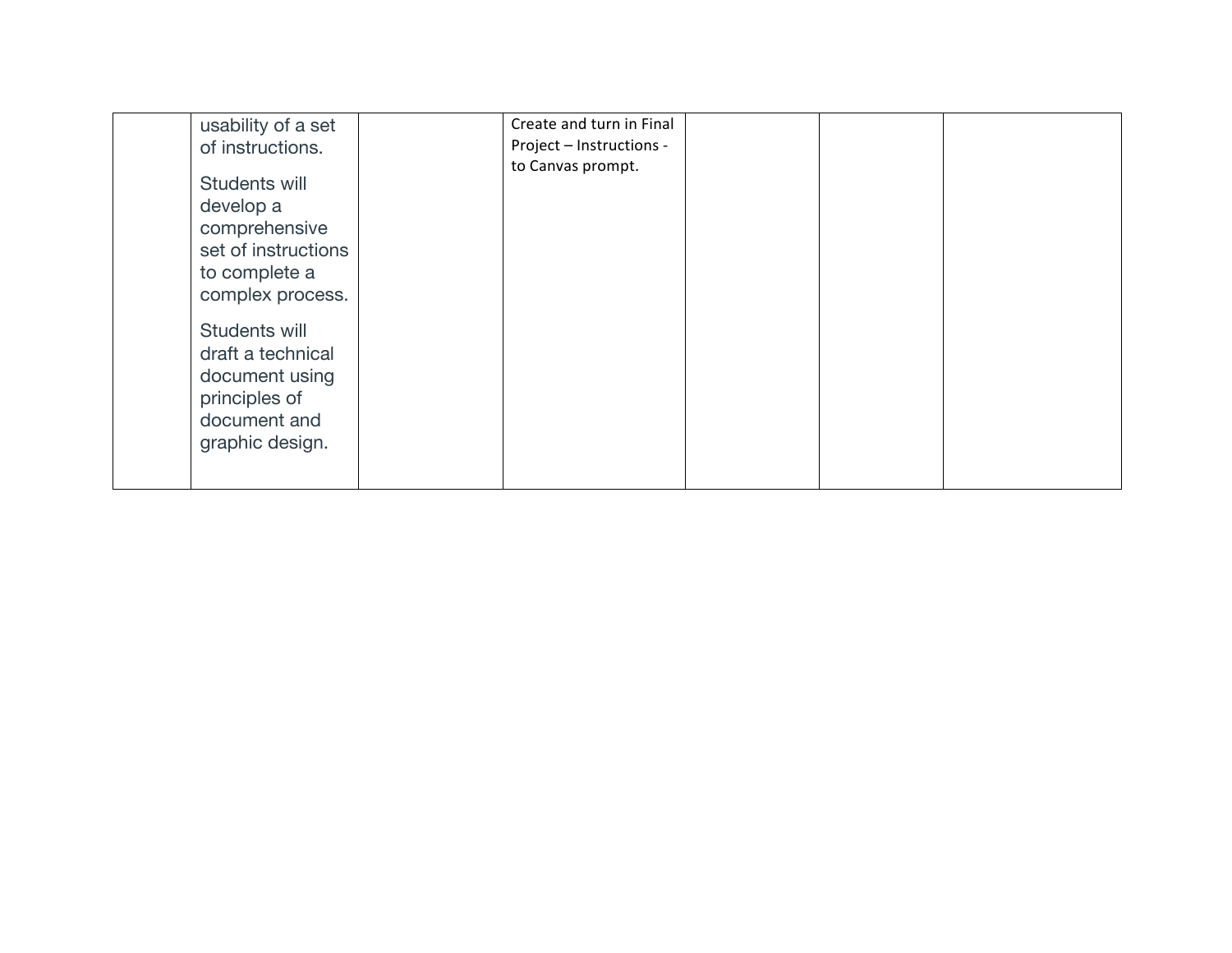| | | | | | | |
|---|---|---|---|---|---|---|
| | usability of a set of instructions.<br><br>Students will develop a comprehensive set of instructions to complete a complex process.<br><br>Students will draft a technical document using principles of document and graphic design. | | Create and turn in Final Project – Instructions - to Canvas prompt. | | | |